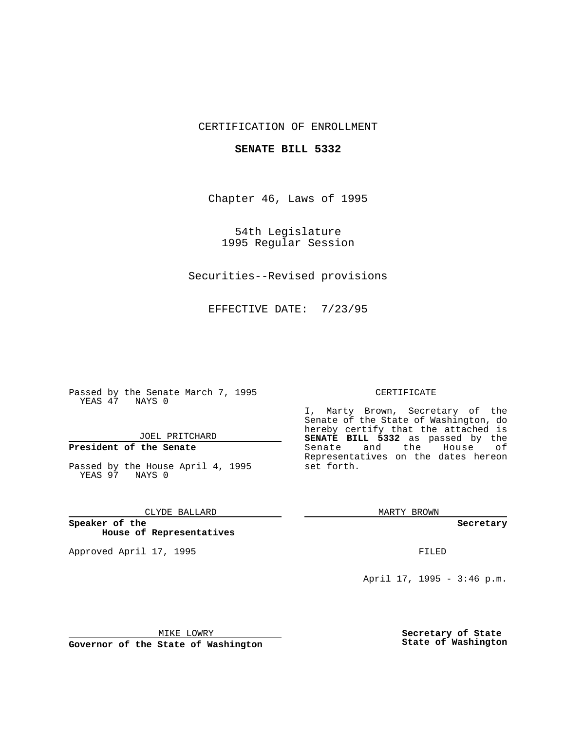CERTIFICATION OF ENROLLMENT

**SENATE BILL 5332**

Chapter 46, Laws of 1995

54th Legislature
1995 Regular Session

Securities--Revised provisions

EFFECTIVE DATE: 7/23/95

Passed by the Senate March 7, 1995
YEAS 47 NAYS 0

JOEL PRITCHARD

**President of the Senate**

Passed by the House April 4, 1995
YEAS 97 NAYS 0

CLYDE BALLARD

**Speaker of the House of Representatives**

Approved April 17, 1995

MIKE LOWRY

**Governor of the State of Washington**

CERTIFICATE

I, Marty Brown, Secretary of the Senate of the State of Washington, do hereby certify that the attached is **SENATE BILL 5332** as passed by the Senate and the House of Representatives on the dates hereon set forth.

MARTY BROWN

**Secretary**

FILED

April 17, 1995 - 3:46 p.m.

**Secretary of State**
**State of Washington**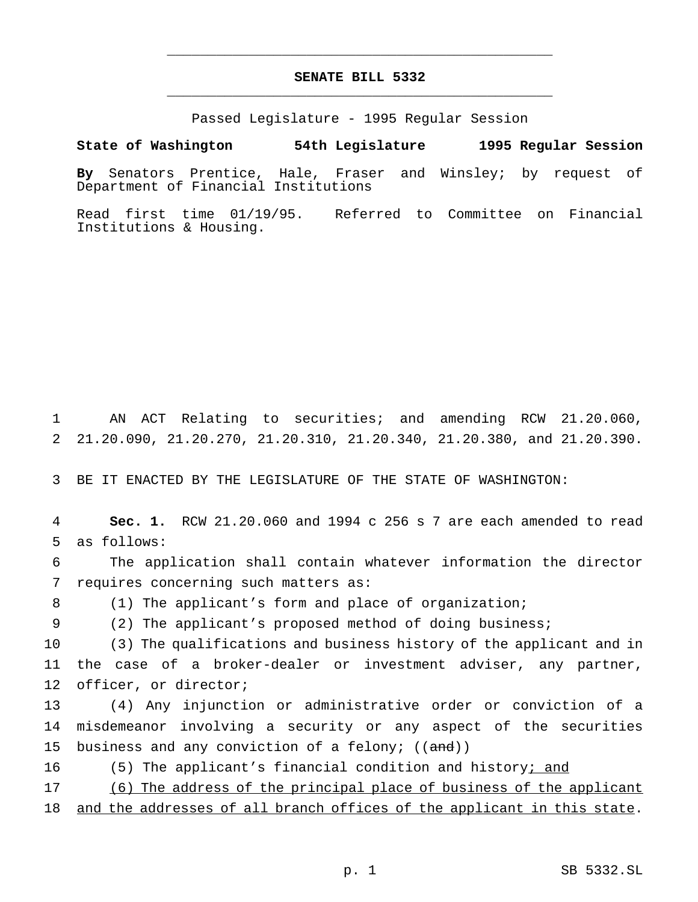# SENATE BILL 5332

Passed Legislature - 1995 Regular Session

**State of Washington 54th Legislature 1995 Regular Session**

**By** Senators Prentice, Hale, Fraser and Winsley; by request of Department of Financial Institutions

Read first time 01/19/95. Referred to Committee on Financial Institutions & Housing.

AN ACT Relating to securities; and amending RCW 21.20.060, 21.20.090, 21.20.270, 21.20.310, 21.20.340, 21.20.380, and 21.20.390.

BE IT ENACTED BY THE LEGISLATURE OF THE STATE OF WASHINGTON:

**Sec. 1.** RCW 21.20.060 and 1994 c 256 s 7 are each amended to read as follows:

The application shall contain whatever information the director requires concerning such matters as:

(1) The applicant's form and place of organization;

(2) The applicant's proposed method of doing business;

(3) The qualifications and business history of the applicant and in the case of a broker-dealer or investment adviser, any partner, officer, or director;

(4) Any injunction or administrative order or conviction of a misdemeanor involving a security or any aspect of the securities business and any conviction of a felony; ((~~and~~))

(5) The applicant's financial condition and history<u>; and</u>

<u>(6) The address of the principal place of business of the applicant and the addresses of all branch offices of the applicant in this state</u>.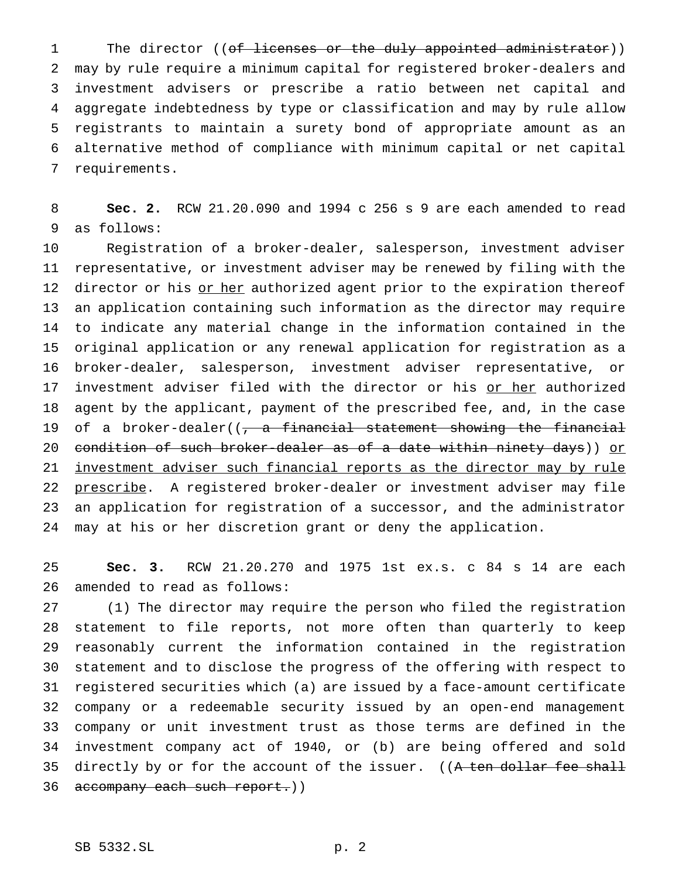The director ((~~of licenses or the duly appointed administrator~~)) may by rule require a minimum capital for registered broker-dealers and investment advisers or prescribe a ratio between net capital and aggregate indebtedness by type or classification and may by rule allow registrants to maintain a surety bond of appropriate amount as an alternative method of compliance with minimum capital or net capital requirements.

**Sec. 2.** RCW 21.20.090 and 1994 c 256 s 9 are each amended to read as follows:

Registration of a broker-dealer, salesperson, investment adviser representative, or investment adviser may be renewed by filing with the director or his <u>or her</u> authorized agent prior to the expiration thereof an application containing such information as the director may require to indicate any material change in the information contained in the original application or any renewal application for registration as a broker-dealer, salesperson, investment adviser representative, or investment adviser filed with the director or his <u>or her</u> authorized agent by the applicant, payment of the prescribed fee, and, in the case of a broker-dealer((~~, a financial statement showing the financial condition of such broker-dealer as of a date within ninety days~~)) <u>or investment adviser such financial reports as the director may by rule prescribe</u>. A registered broker-dealer or investment adviser may file an application for registration of a successor, and the administrator may at his or her discretion grant or deny the application.

**Sec. 3.** RCW 21.20.270 and 1975 1st ex.s. c 84 s 14 are each amended to read as follows:

(1) The director may require the person who filed the registration statement to file reports, not more often than quarterly to keep reasonably current the information contained in the registration statement and to disclose the progress of the offering with respect to registered securities which (a) are issued by a face-amount certificate company or a redeemable security issued by an open-end management company or unit investment trust as those terms are defined in the investment company act of 1940, or (b) are being offered and sold directly by or for the account of the issuer. ((~~A ten dollar fee shall accompany each such report.~~))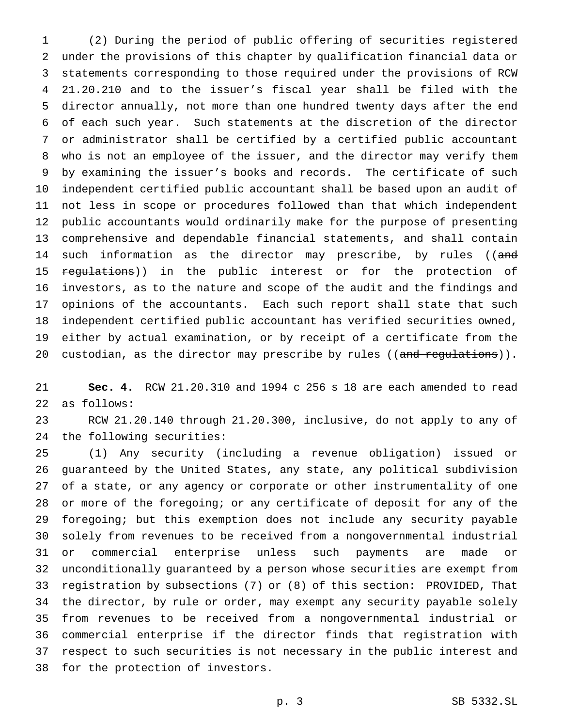(2) During the period of public offering of securities registered under the provisions of this chapter by qualification financial data or statements corresponding to those required under the provisions of RCW 21.20.210 and to the issuer's fiscal year shall be filed with the director annually, not more than one hundred twenty days after the end of each such year. Such statements at the discretion of the director or administrator shall be certified by a certified public accountant who is not an employee of the issuer, and the director may verify them by examining the issuer's books and records. The certificate of such independent certified public accountant shall be based upon an audit of not less in scope or procedures followed than that which independent public accountants would ordinarily make for the purpose of presenting comprehensive and dependable financial statements, and shall contain such information as the director may prescribe, by rules ((~~and regulations~~)) in the public interest or for the protection of investors, as to the nature and scope of the audit and the findings and opinions of the accountants. Each such report shall state that such independent certified public accountant has verified securities owned, either by actual examination, or by receipt of a certificate from the custodian, as the director may prescribe by rules ((~~and regulations~~)).

**Sec. 4.** RCW 21.20.310 and 1994 c 256 s 18 are each amended to read as follows:

RCW 21.20.140 through 21.20.300, inclusive, do not apply to any of the following securities:

(1) Any security (including a revenue obligation) issued or guaranteed by the United States, any state, any political subdivision of a state, or any agency or corporate or other instrumentality of one or more of the foregoing; or any certificate of deposit for any of the foregoing; but this exemption does not include any security payable solely from revenues to be received from a nongovernmental industrial or commercial enterprise unless such payments are made or unconditionally guaranteed by a person whose securities are exempt from registration by subsections (7) or (8) of this section: PROVIDED, That the director, by rule or order, may exempt any security payable solely from revenues to be received from a nongovernmental industrial or commercial enterprise if the director finds that registration with respect to such securities is not necessary in the public interest and for the protection of investors.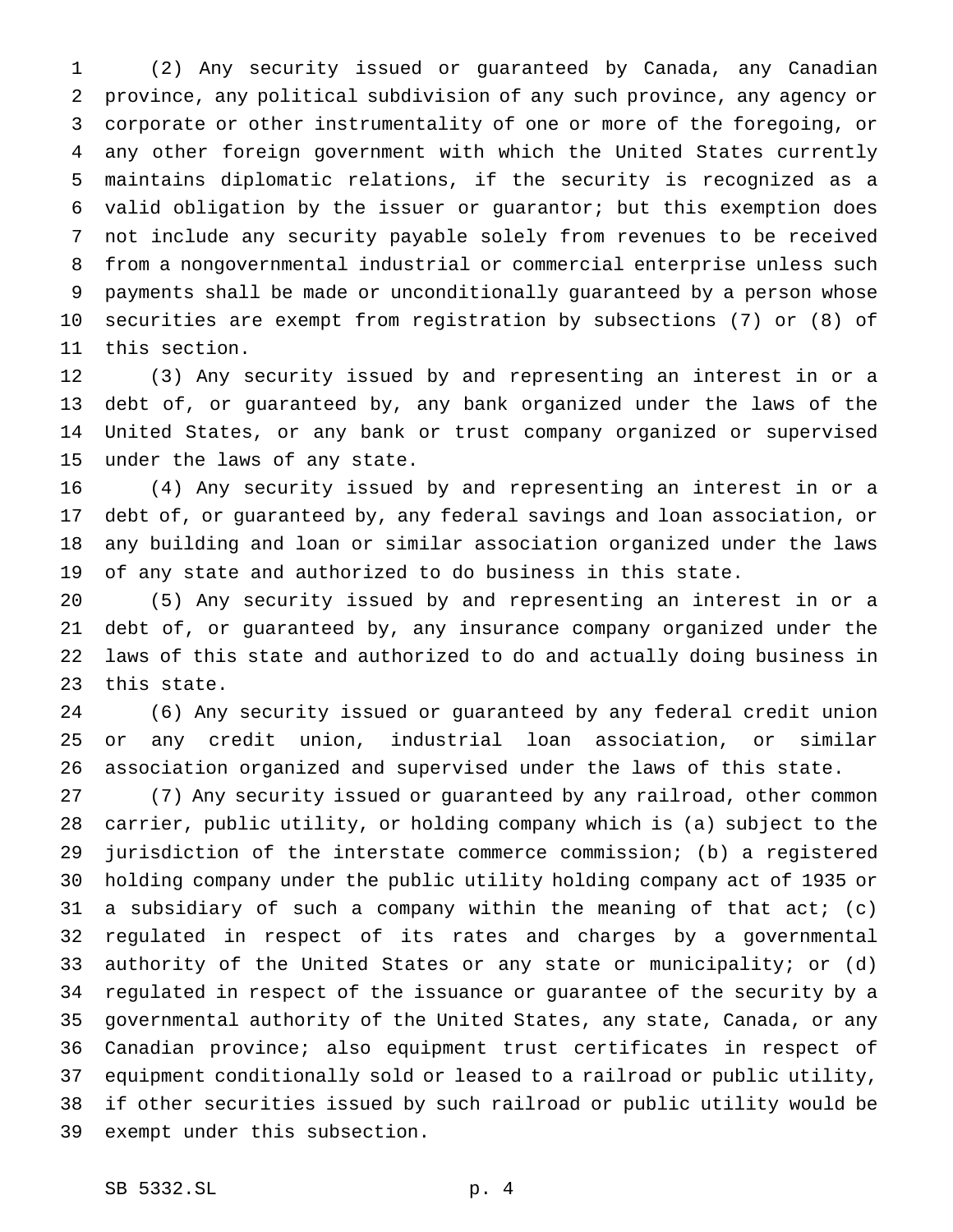(2) Any security issued or guaranteed by Canada, any Canadian province, any political subdivision of any such province, any agency or corporate or other instrumentality of one or more of the foregoing, or any other foreign government with which the United States currently maintains diplomatic relations, if the security is recognized as a valid obligation by the issuer or guarantor; but this exemption does not include any security payable solely from revenues to be received from a nongovernmental industrial or commercial enterprise unless such payments shall be made or unconditionally guaranteed by a person whose securities are exempt from registration by subsections (7) or (8) of this section.

(3) Any security issued by and representing an interest in or a debt of, or guaranteed by, any bank organized under the laws of the United States, or any bank or trust company organized or supervised under the laws of any state.

(4) Any security issued by and representing an interest in or a debt of, or guaranteed by, any federal savings and loan association, or any building and loan or similar association organized under the laws of any state and authorized to do business in this state.

(5) Any security issued by and representing an interest in or a debt of, or guaranteed by, any insurance company organized under the laws of this state and authorized to do and actually doing business in this state.

(6) Any security issued or guaranteed by any federal credit union or any credit union, industrial loan association, or similar association organized and supervised under the laws of this state.

(7) Any security issued or guaranteed by any railroad, other common carrier, public utility, or holding company which is (a) subject to the jurisdiction of the interstate commerce commission; (b) a registered holding company under the public utility holding company act of 1935 or a subsidiary of such a company within the meaning of that act; (c) regulated in respect of its rates and charges by a governmental authority of the United States or any state or municipality; or (d) regulated in respect of the issuance or guarantee of the security by a governmental authority of the United States, any state, Canada, or any Canadian province; also equipment trust certificates in respect of equipment conditionally sold or leased to a railroad or public utility, if other securities issued by such railroad or public utility would be exempt under this subsection.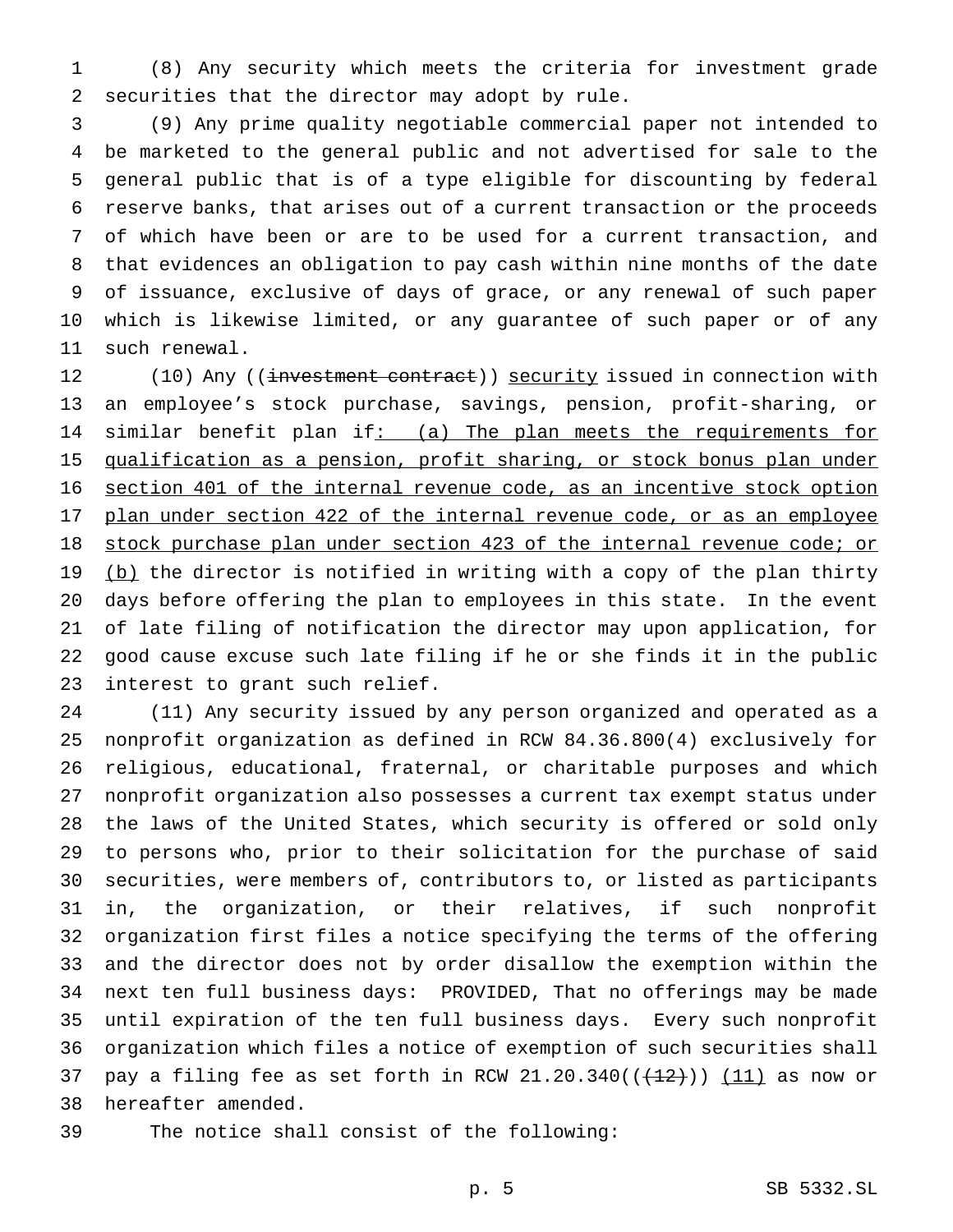(8) Any security which meets the criteria for investment grade securities that the director may adopt by rule.

(9) Any prime quality negotiable commercial paper not intended to be marketed to the general public and not advertised for sale to the general public that is of a type eligible for discounting by federal reserve banks, that arises out of a current transaction or the proceeds of which have been or are to be used for a current transaction, and that evidences an obligation to pay cash within nine months of the date of issuance, exclusive of days of grace, or any renewal of such paper which is likewise limited, or any guarantee of such paper or of any such renewal.

(10) Any ((~~investment contract~~)) <u>security</u> issued in connection with an employee's stock purchase, savings, pension, profit-sharing, or similar benefit plan if<u>: (a) The plan meets the requirements for qualification as a pension, profit sharing, or stock bonus plan under section 401 of the internal revenue code, as an incentive stock option plan under section 422 of the internal revenue code, or as an employee stock purchase plan under section 423 of the internal revenue code; or (b)</u> the director is notified in writing with a copy of the plan thirty days before offering the plan to employees in this state. In the event of late filing of notification the director may upon application, for good cause excuse such late filing if he or she finds it in the public interest to grant such relief.

(11) Any security issued by any person organized and operated as a nonprofit organization as defined in RCW 84.36.800(4) exclusively for religious, educational, fraternal, or charitable purposes and which nonprofit organization also possesses a current tax exempt status under the laws of the United States, which security is offered or sold only to persons who, prior to their solicitation for the purchase of said securities, were members of, contributors to, or listed as participants in, the organization, or their relatives, if such nonprofit organization first files a notice specifying the terms of the offering and the director does not by order disallow the exemption within the next ten full business days: PROVIDED, That no offerings may be made until expiration of the ten full business days. Every such nonprofit organization which files a notice of exemption of such securities shall pay a filing fee as set forth in RCW 21.20.340((~~(12)~~)) <u>(11)</u> as now or hereafter amended.

The notice shall consist of the following: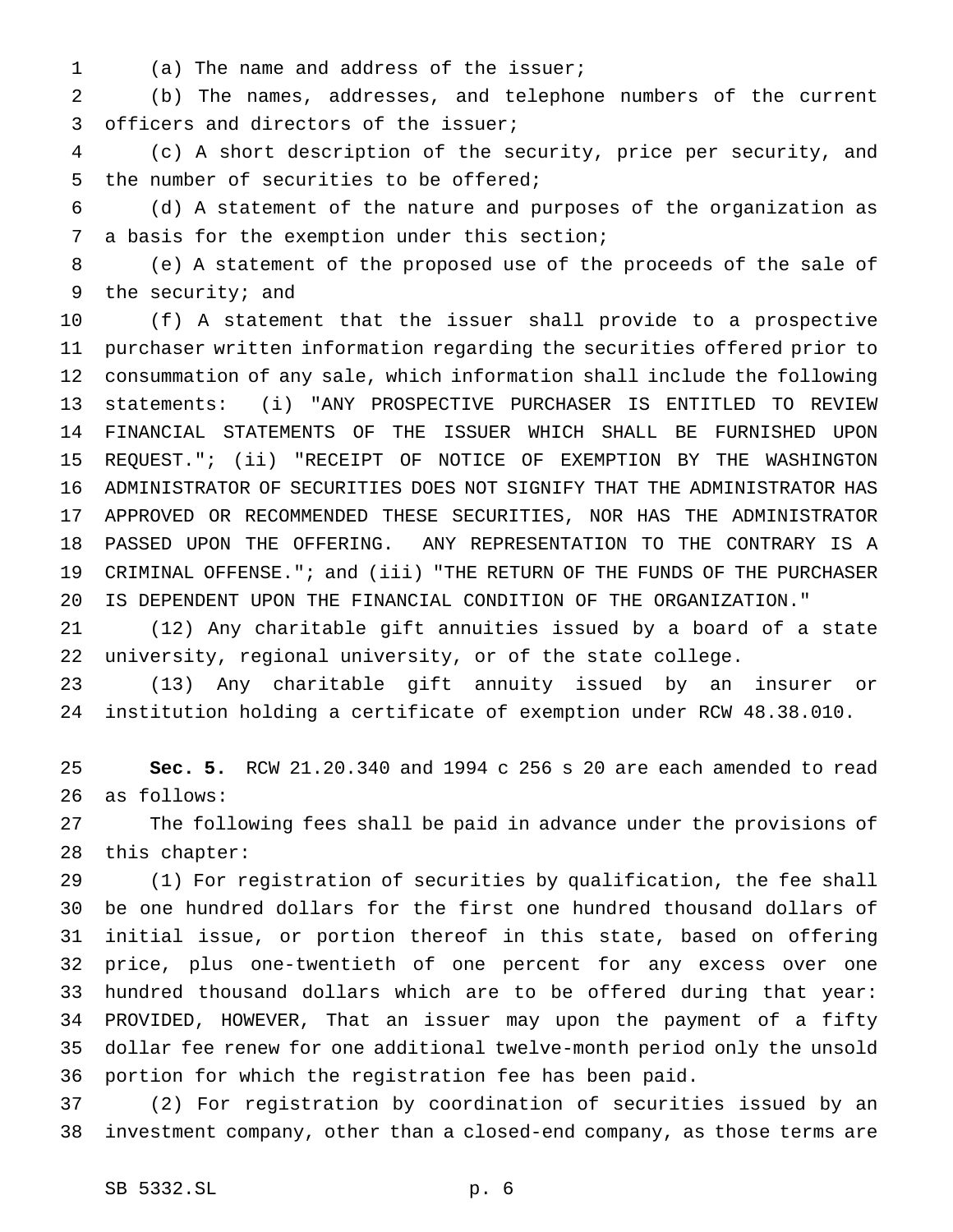(a) The name and address of the issuer;

(b) The names, addresses, and telephone numbers of the current officers and directors of the issuer;

(c) A short description of the security, price per security, and the number of securities to be offered;

(d) A statement of the nature and purposes of the organization as a basis for the exemption under this section;

(e) A statement of the proposed use of the proceeds of the sale of the security; and

(f) A statement that the issuer shall provide to a prospective purchaser written information regarding the securities offered prior to consummation of any sale, which information shall include the following statements: (i) "ANY PROSPECTIVE PURCHASER IS ENTITLED TO REVIEW FINANCIAL STATEMENTS OF THE ISSUER WHICH SHALL BE FURNISHED UPON REQUEST."; (ii) "RECEIPT OF NOTICE OF EXEMPTION BY THE WASHINGTON ADMINISTRATOR OF SECURITIES DOES NOT SIGNIFY THAT THE ADMINISTRATOR HAS APPROVED OR RECOMMENDED THESE SECURITIES, NOR HAS THE ADMINISTRATOR PASSED UPON THE OFFERING. ANY REPRESENTATION TO THE CONTRARY IS A CRIMINAL OFFENSE."; and (iii) "THE RETURN OF THE FUNDS OF THE PURCHASER IS DEPENDENT UPON THE FINANCIAL CONDITION OF THE ORGANIZATION."

(12) Any charitable gift annuities issued by a board of a state university, regional university, or of the state college.

(13) Any charitable gift annuity issued by an insurer or institution holding a certificate of exemption under RCW 48.38.010.

**Sec. 5.** RCW 21.20.340 and 1994 c 256 s 20 are each amended to read as follows:

The following fees shall be paid in advance under the provisions of this chapter:

(1) For registration of securities by qualification, the fee shall be one hundred dollars for the first one hundred thousand dollars of initial issue, or portion thereof in this state, based on offering price, plus one-twentieth of one percent for any excess over one hundred thousand dollars which are to be offered during that year: PROVIDED, HOWEVER, That an issuer may upon the payment of a fifty dollar fee renew for one additional twelve-month period only the unsold portion for which the registration fee has been paid.

(2) For registration by coordination of securities issued by an investment company, other than a closed-end company, as those terms are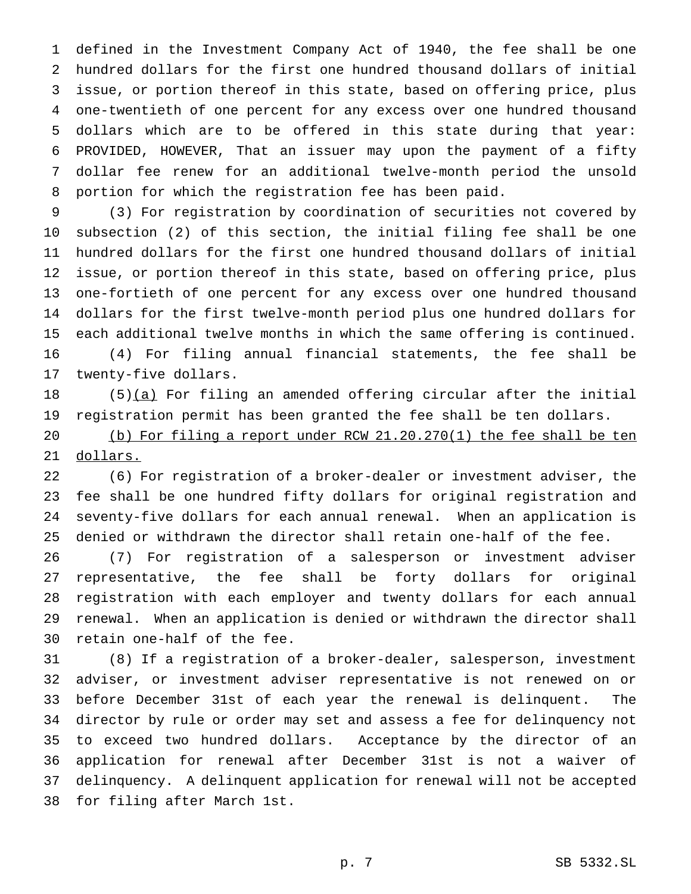defined in the Investment Company Act of 1940, the fee shall be one hundred dollars for the first one hundred thousand dollars of initial issue, or portion thereof in this state, based on offering price, plus one-twentieth of one percent for any excess over one hundred thousand dollars which are to be offered in this state during that year: PROVIDED, HOWEVER, That an issuer may upon the payment of a fifty dollar fee renew for an additional twelve-month period the unsold portion for which the registration fee has been paid.

(3) For registration by coordination of securities not covered by subsection (2) of this section, the initial filing fee shall be one hundred dollars for the first one hundred thousand dollars of initial issue, or portion thereof in this state, based on offering price, plus one-fortieth of one percent for any excess over one hundred thousand dollars for the first twelve-month period plus one hundred dollars for each additional twelve months in which the same offering is continued.

(4) For filing annual financial statements, the fee shall be twenty-five dollars.

(5)<u>(a)</u> For filing an amended offering circular after the initial registration permit has been granted the fee shall be ten dollars.

<u>(b) For filing a report under RCW 21.20.270(1) the fee shall be ten dollars.</u>

(6) For registration of a broker-dealer or investment adviser, the fee shall be one hundred fifty dollars for original registration and seventy-five dollars for each annual renewal. When an application is denied or withdrawn the director shall retain one-half of the fee.

(7) For registration of a salesperson or investment adviser representative, the fee shall be forty dollars for original registration with each employer and twenty dollars for each annual renewal. When an application is denied or withdrawn the director shall retain one-half of the fee.

(8) If a registration of a broker-dealer, salesperson, investment adviser, or investment adviser representative is not renewed on or before December 31st of each year the renewal is delinquent. The director by rule or order may set and assess a fee for delinquency not to exceed two hundred dollars. Acceptance by the director of an application for renewal after December 31st is not a waiver of delinquency. A delinquent application for renewal will not be accepted for filing after March 1st.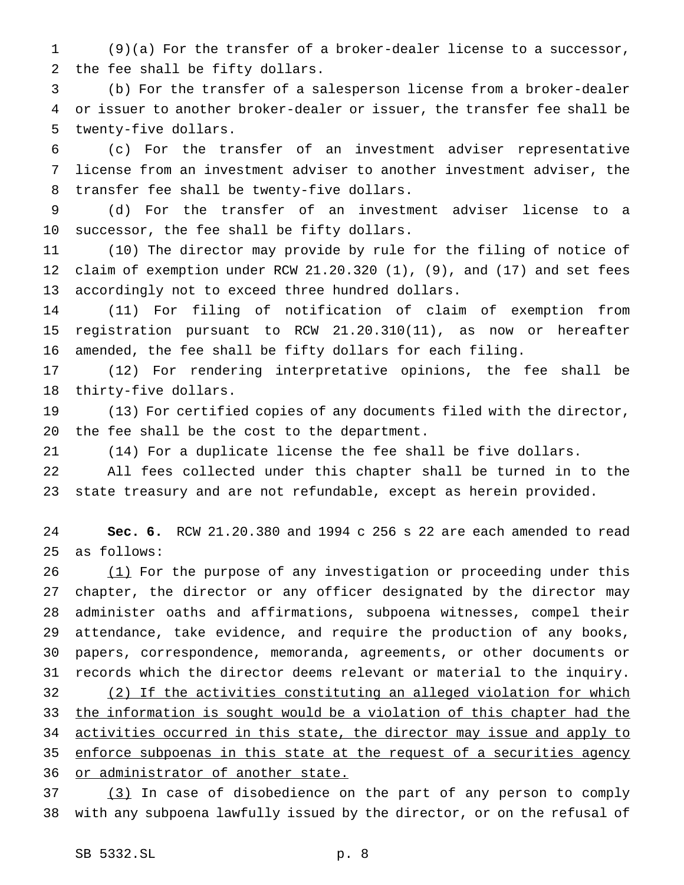(9)(a) For the transfer of a broker-dealer license to a successor, the fee shall be fifty dollars.

(b) For the transfer of a salesperson license from a broker-dealer or issuer to another broker-dealer or issuer, the transfer fee shall be twenty-five dollars.

(c) For the transfer of an investment adviser representative license from an investment adviser to another investment adviser, the transfer fee shall be twenty-five dollars.

(d) For the transfer of an investment adviser license to a successor, the fee shall be fifty dollars.

(10) The director may provide by rule for the filing of notice of claim of exemption under RCW 21.20.320 (1), (9), and (17) and set fees accordingly not to exceed three hundred dollars.

(11) For filing of notification of claim of exemption from registration pursuant to RCW 21.20.310(11), as now or hereafter amended, the fee shall be fifty dollars for each filing.

(12) For rendering interpretative opinions, the fee shall be thirty-five dollars.

(13) For certified copies of any documents filed with the director, the fee shall be the cost to the department.

(14) For a duplicate license the fee shall be five dollars.

All fees collected under this chapter shall be turned in to the state treasury and are not refundable, except as herein provided.

**Sec. 6.** RCW 21.20.380 and 1994 c 256 s 22 are each amended to read as follows:

<u>(1)</u> For the purpose of any investigation or proceeding under this chapter, the director or any officer designated by the director may administer oaths and affirmations, subpoena witnesses, compel their attendance, take evidence, and require the production of any books, papers, correspondence, memoranda, agreements, or other documents or records which the director deems relevant or material to the inquiry.

<u>(2) If the activities constituting an alleged violation for which the information is sought would be a violation of this chapter had the activities occurred in this state, the director may issue and apply to enforce subpoenas in this state at the request of a securities agency or administrator of another state.</u>

<u>(3)</u> In case of disobedience on the part of any person to comply with any subpoena lawfully issued by the director, or on the refusal of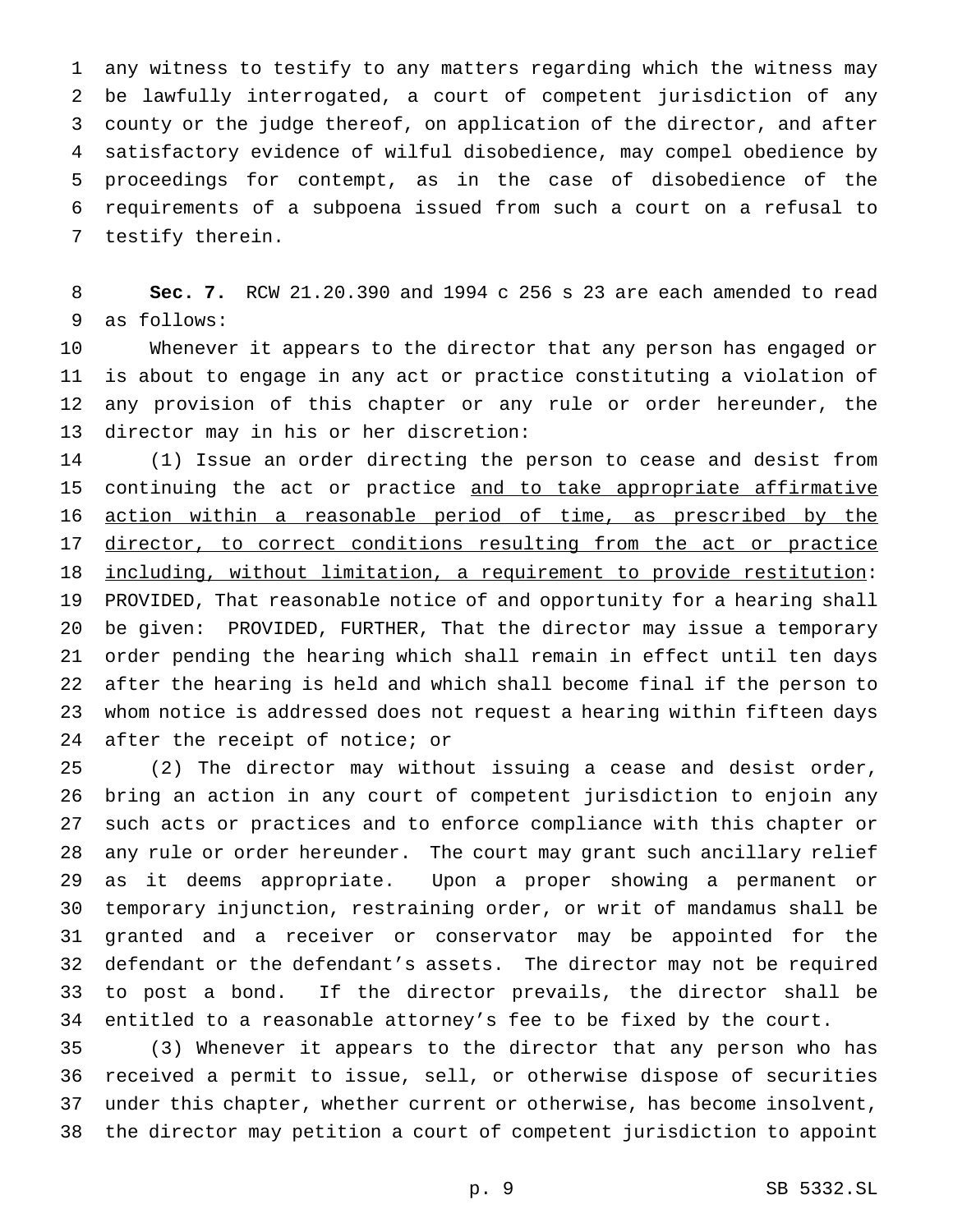any witness to testify to any matters regarding which the witness may be lawfully interrogated, a court of competent jurisdiction of any county or the judge thereof, on application of the director, and after satisfactory evidence of wilful disobedience, may compel obedience by proceedings for contempt, as in the case of disobedience of the requirements of a subpoena issued from such a court on a refusal to testify therein.

**Sec. 7.** RCW 21.20.390 and 1994 c 256 s 23 are each amended to read as follows:

Whenever it appears to the director that any person has engaged or is about to engage in any act or practice constituting a violation of any provision of this chapter or any rule or order hereunder, the director may in his or her discretion:

(1) Issue an order directing the person to cease and desist from continuing the act or practice <u>and to take appropriate affirmative action within a reasonable period of time, as prescribed by the director, to correct conditions resulting from the act or practice including, without limitation, a requirement to provide restitution</u>: PROVIDED, That reasonable notice of and opportunity for a hearing shall be given: PROVIDED, FURTHER, That the director may issue a temporary order pending the hearing which shall remain in effect until ten days after the hearing is held and which shall become final if the person to whom notice is addressed does not request a hearing within fifteen days after the receipt of notice; or

(2) The director may without issuing a cease and desist order, bring an action in any court of competent jurisdiction to enjoin any such acts or practices and to enforce compliance with this chapter or any rule or order hereunder. The court may grant such ancillary relief as it deems appropriate. Upon a proper showing a permanent or temporary injunction, restraining order, or writ of mandamus shall be granted and a receiver or conservator may be appointed for the defendant or the defendant's assets. The director may not be required to post a bond. If the director prevails, the director shall be entitled to a reasonable attorney's fee to be fixed by the court.

(3) Whenever it appears to the director that any person who has received a permit to issue, sell, or otherwise dispose of securities under this chapter, whether current or otherwise, has become insolvent, the director may petition a court of competent jurisdiction to appoint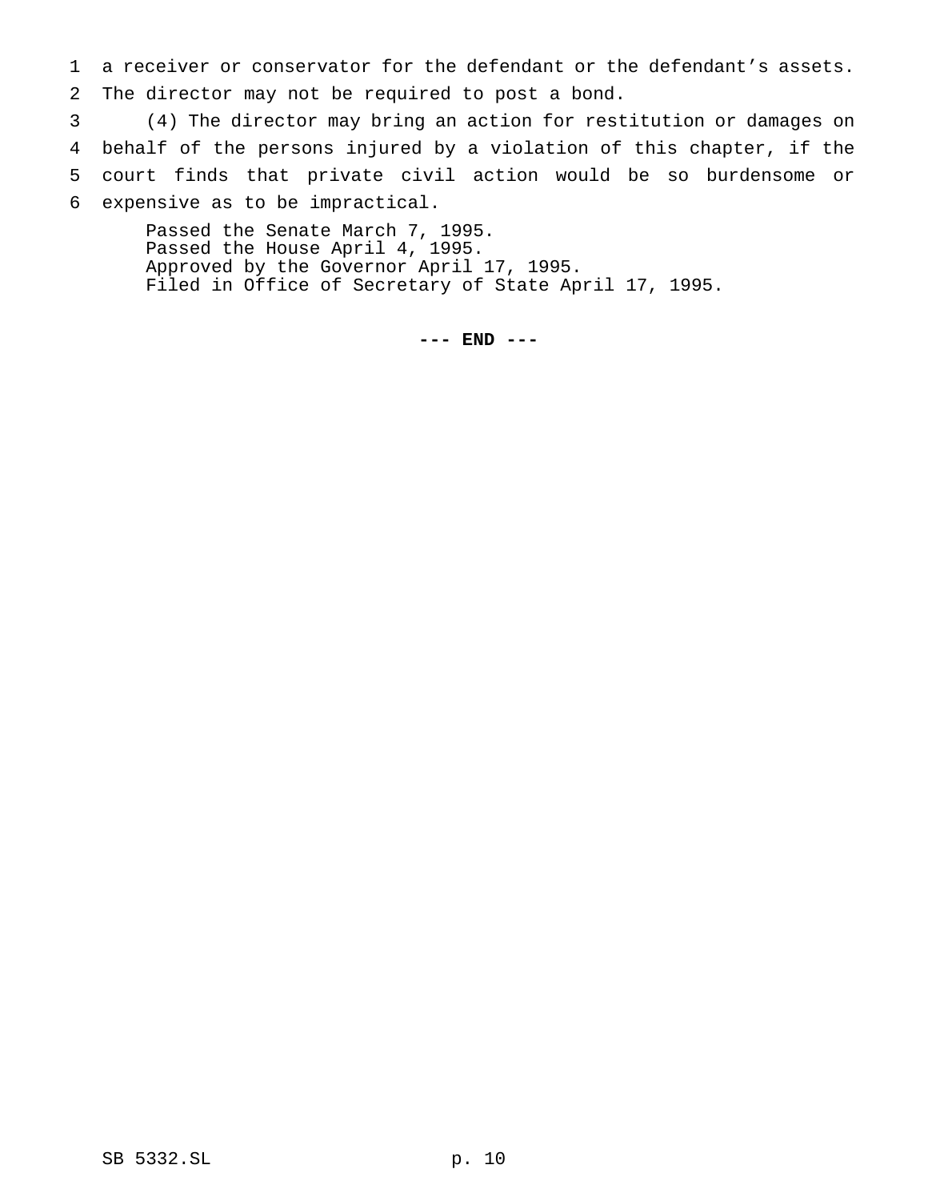a receiver or conservator for the defendant or the defendant's assets. The director may not be required to post a bond.

(4) The director may bring an action for restitution or damages on behalf of the persons injured by a violation of this chapter, if the court finds that private civil action would be so burdensome or expensive as to be impractical.

Passed the Senate March 7, 1995.
Passed the House April 4, 1995.
Approved by the Governor April 17, 1995.
Filed in Office of Secretary of State April 17, 1995.

**--- END ---**